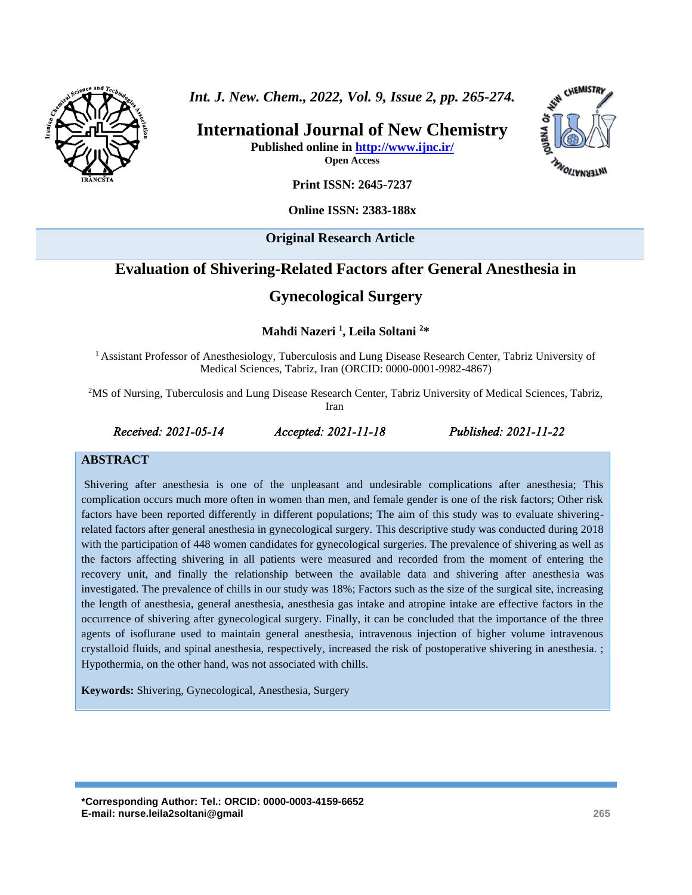**International Journal of New Chemistry**

**Published online in http://www.ijnc.ir/**

**Open Access**

**Print ISSN: 2645-7237**

**Online ISSN: 2383-188x**

**Original Research Article**

# Evaluation of Shivering-Related Factors after General Anesthesia in Gynecological Surgery

**Mahdi Nazeri [1], Leila Soltani [2]***

[1] Assistant Professor of Anesthesiology, Tuberculosis and Lung Disease Research Center, Tabriz University of Medical Sciences, Tabriz, Iran (ORCID: 0000-0001-9982-4867)

[2] MS of Nursing, Tuberculosis and Lung Disease Research Center, Tabriz University of Medical Sciences, Tabriz, Iran

*Received: 2021-05-14* *Accepted: 2021-11-18* *Published: 2021-11-22*

## ABSTRACT

Shivering after anesthesia is one of the unpleasant and undesirable complications after anesthesia; This complication occurs much more often in women than men, and female gender is one of the risk factors; Other risk factors have been reported differently in different populations; The aim of this study was to evaluate shivering-related factors after general anesthesia in gynecological surgery. This descriptive study was conducted during 2018 with the participation of 448 women candidates for gynecological surgeries. The prevalence of shivering as well as the factors affecting shivering in all patients were measured and recorded from the moment of entering the recovery unit, and finally the relationship between the available data and shivering after anesthesia was investigated. The prevalence of chills in our study was 18%; Factors such as the size of the surgical site, increasing the length of anesthesia, general anesthesia, anesthesia gas intake and atropine intake are effective factors in the occurrence of shivering after gynecological surgery. Finally, it can be concluded that the importance of the three agents of isoflurane used to maintain general anesthesia, intravenous injection of higher volume intravenous crystalloid fluids, and spinal anesthesia, respectively, increased the risk of postoperative shivering in anesthesia. ; Hypothermia, on the other hand, was not associated with chills.

**Keywords:** Shivering, Gynecological, Anesthesia, Surgery

**\*Corresponding Author: Tel.: ORCID: 0000-0003-4159-6652**
**E-mail: nurse.leila2soltani@gmail**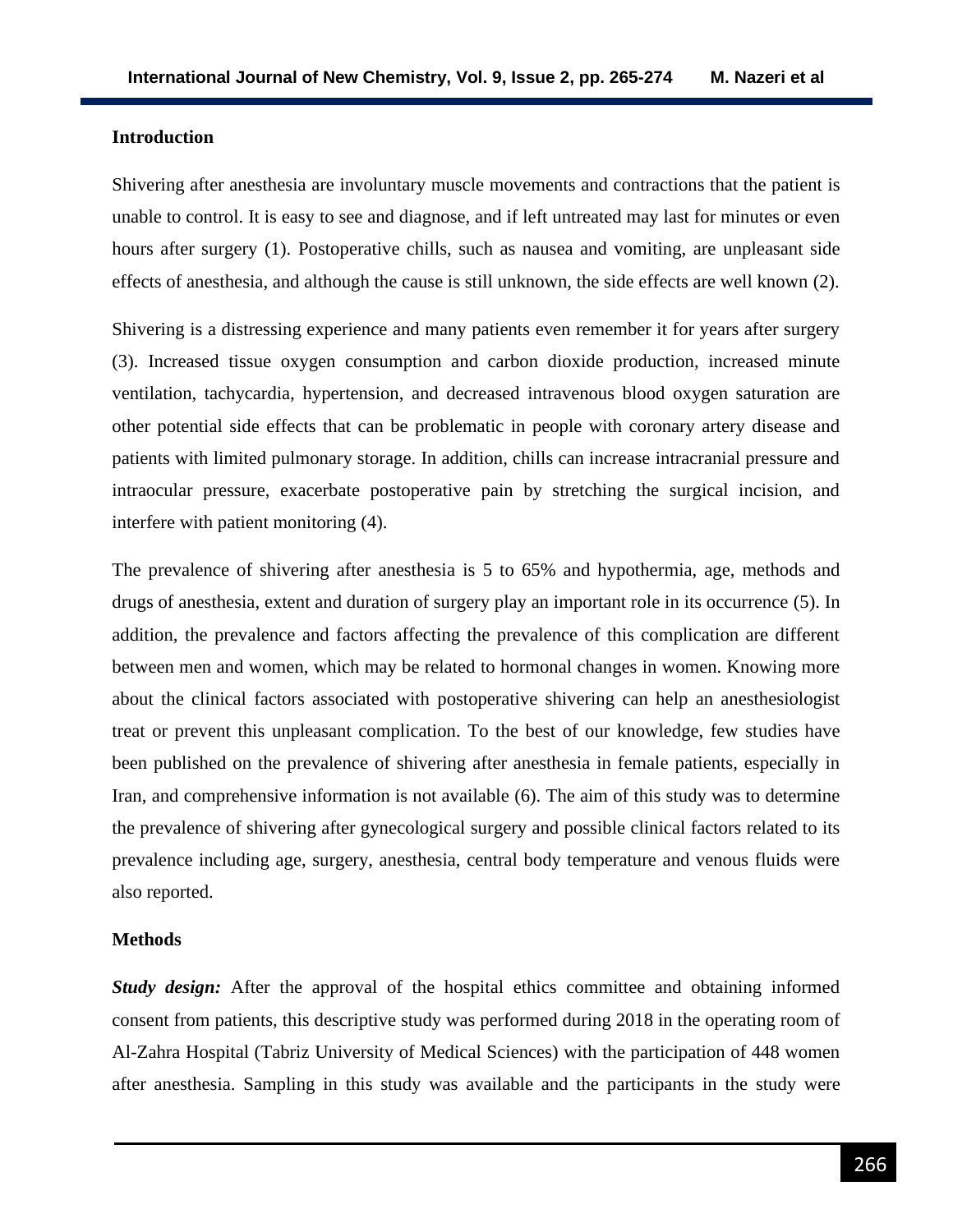## Introduction

Shivering after anesthesia are involuntary muscle movements and contractions that the patient is unable to control. It is easy to see and diagnose, and if left untreated may last for minutes or even hours after surgery (1). Postoperative chills, such as nausea and vomiting, are unpleasant side effects of anesthesia, and although the cause is still unknown, the side effects are well known (2).

Shivering is a distressing experience and many patients even remember it for years after surgery (3). Increased tissue oxygen consumption and carbon dioxide production, increased minute ventilation, tachycardia, hypertension, and decreased intravenous blood oxygen saturation are other potential side effects that can be problematic in people with coronary artery disease and patients with limited pulmonary storage. In addition, chills can increase intracranial pressure and intraocular pressure, exacerbate postoperative pain by stretching the surgical incision, and interfere with patient monitoring (4).

The prevalence of shivering after anesthesia is 5 to 65% and hypothermia, age, methods and drugs of anesthesia, extent and duration of surgery play an important role in its occurrence (5). In addition, the prevalence and factors affecting the prevalence of this complication are different between men and women, which may be related to hormonal changes in women. Knowing more about the clinical factors associated with postoperative shivering can help an anesthesiologist treat or prevent this unpleasant complication. To the best of our knowledge, few studies have been published on the prevalence of shivering after anesthesia in female patients, especially in Iran, and comprehensive information is not available (6). The aim of this study was to determine the prevalence of shivering after gynecological surgery and possible clinical factors related to its prevalence including age, surgery, anesthesia, central body temperature and venous fluids were also reported.

## Methods

***Study design:*** After the approval of the hospital ethics committee and obtaining informed consent from patients, this descriptive study was performed during 2018 in the operating room of Al-Zahra Hospital (Tabriz University of Medical Sciences) with the participation of 448 women after anesthesia. Sampling in this study was available and the participants in the study were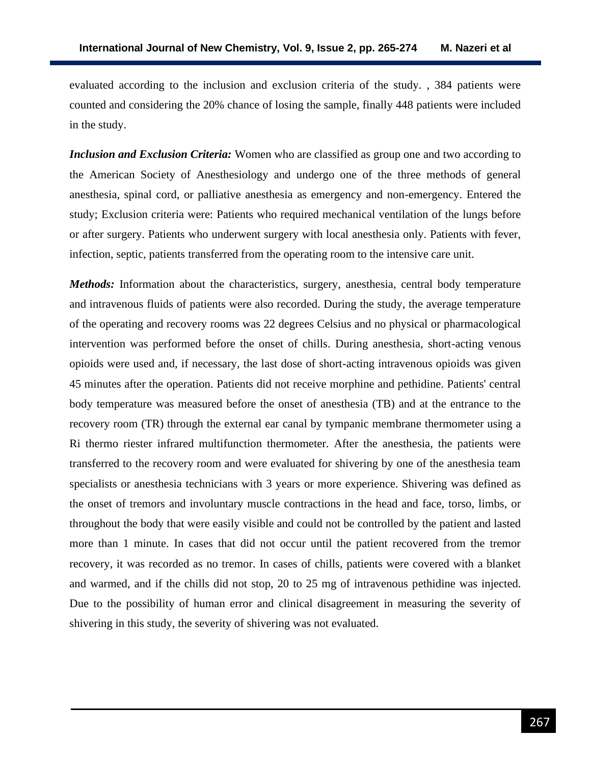evaluated according to the inclusion and exclusion criteria of the study. , 384 patients were counted and considering the 20% chance of losing the sample, finally 448 patients were included in the study.

***Inclusion and Exclusion Criteria:*** Women who are classified as group one and two according to the American Society of Anesthesiology and undergo one of the three methods of general anesthesia, spinal cord, or palliative anesthesia as emergency and non-emergency. Entered the study; Exclusion criteria were: Patients who required mechanical ventilation of the lungs before or after surgery. Patients who underwent surgery with local anesthesia only. Patients with fever, infection, septic, patients transferred from the operating room to the intensive care unit.

***Methods:*** Information about the characteristics, surgery, anesthesia, central body temperature and intravenous fluids of patients were also recorded. During the study, the average temperature of the operating and recovery rooms was 22 degrees Celsius and no physical or pharmacological intervention was performed before the onset of chills. During anesthesia, short-acting venous opioids were used and, if necessary, the last dose of short-acting intravenous opioids was given 45 minutes after the operation. Patients did not receive morphine and pethidine. Patients' central body temperature was measured before the onset of anesthesia (TB) and at the entrance to the recovery room (TR) through the external ear canal by tympanic membrane thermometer using a Ri thermo riester infrared multifunction thermometer. After the anesthesia, the patients were transferred to the recovery room and were evaluated for shivering by one of the anesthesia team specialists or anesthesia technicians with 3 years or more experience. Shivering was defined as the onset of tremors and involuntary muscle contractions in the head and face, torso, limbs, or throughout the body that were easily visible and could not be controlled by the patient and lasted more than 1 minute. In cases that did not occur until the patient recovered from the tremor recovery, it was recorded as no tremor. In cases of chills, patients were covered with a blanket and warmed, and if the chills did not stop, 20 to 25 mg of intravenous pethidine was injected. Due to the possibility of human error and clinical disagreement in measuring the severity of shivering in this study, the severity of shivering was not evaluated.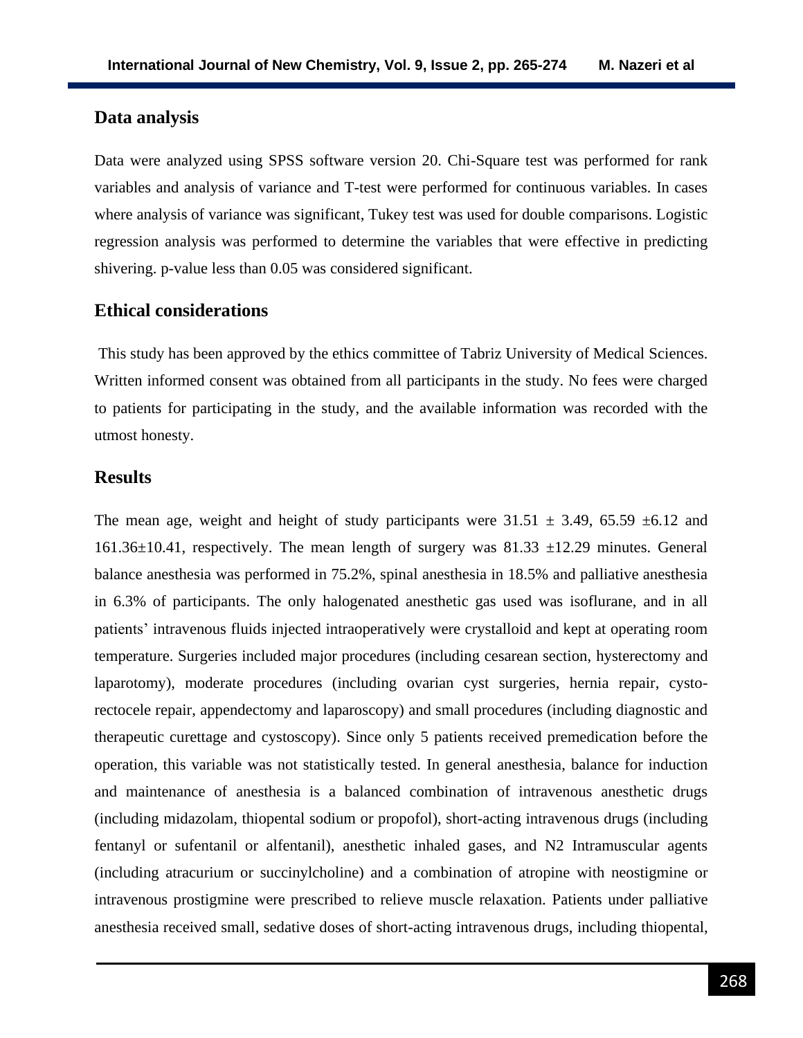## Data analysis

Data were analyzed using SPSS software version 20. Chi-Square test was performed for rank variables and analysis of variance and T-test were performed for continuous variables. In cases where analysis of variance was significant, Tukey test was used for double comparisons. Logistic regression analysis was performed to determine the variables that were effective in predicting shivering. p-value less than 0.05 was considered significant.

## Ethical considerations

This study has been approved by the ethics committee of Tabriz University of Medical Sciences. Written informed consent was obtained from all participants in the study. No fees were charged to patients for participating in the study, and the available information was recorded with the utmost honesty.

## Results

The mean age, weight and height of study participants were $31.51 \pm 3.49$, $65.59 \pm 6.12$ and $161.36 \pm 10.41$, respectively. The mean length of surgery was $81.33 \pm 12.29$ minutes. General balance anesthesia was performed in 75.2%, spinal anesthesia in 18.5% and palliative anesthesia in 6.3% of participants. The only halogenated anesthetic gas used was isoflurane, and in all patients' intravenous fluids injected intraoperatively were crystalloid and kept at operating room temperature. Surgeries included major procedures (including cesarean section, hysterectomy and laparotomy), moderate procedures (including ovarian cyst surgeries, hernia repair, cysto-rectocele repair, appendectomy and laparoscopy) and small procedures (including diagnostic and therapeutic curettage and cystoscopy). Since only 5 patients received premedication before the operation, this variable was not statistically tested. In general anesthesia, balance for induction and maintenance of anesthesia is a balanced combination of intravenous anesthetic drugs (including midazolam, thiopental sodium or propofol), short-acting intravenous drugs (including fentanyl or sufentanil or alfentanil), anesthetic inhaled gases, and N2 Intramuscular agents (including atracurium or succinylcholine) and a combination of atropine with neostigmine or intravenous prostigmine were prescribed to relieve muscle relaxation. Patients under palliative anesthesia received small, sedative doses of short-acting intravenous drugs, including thiopental,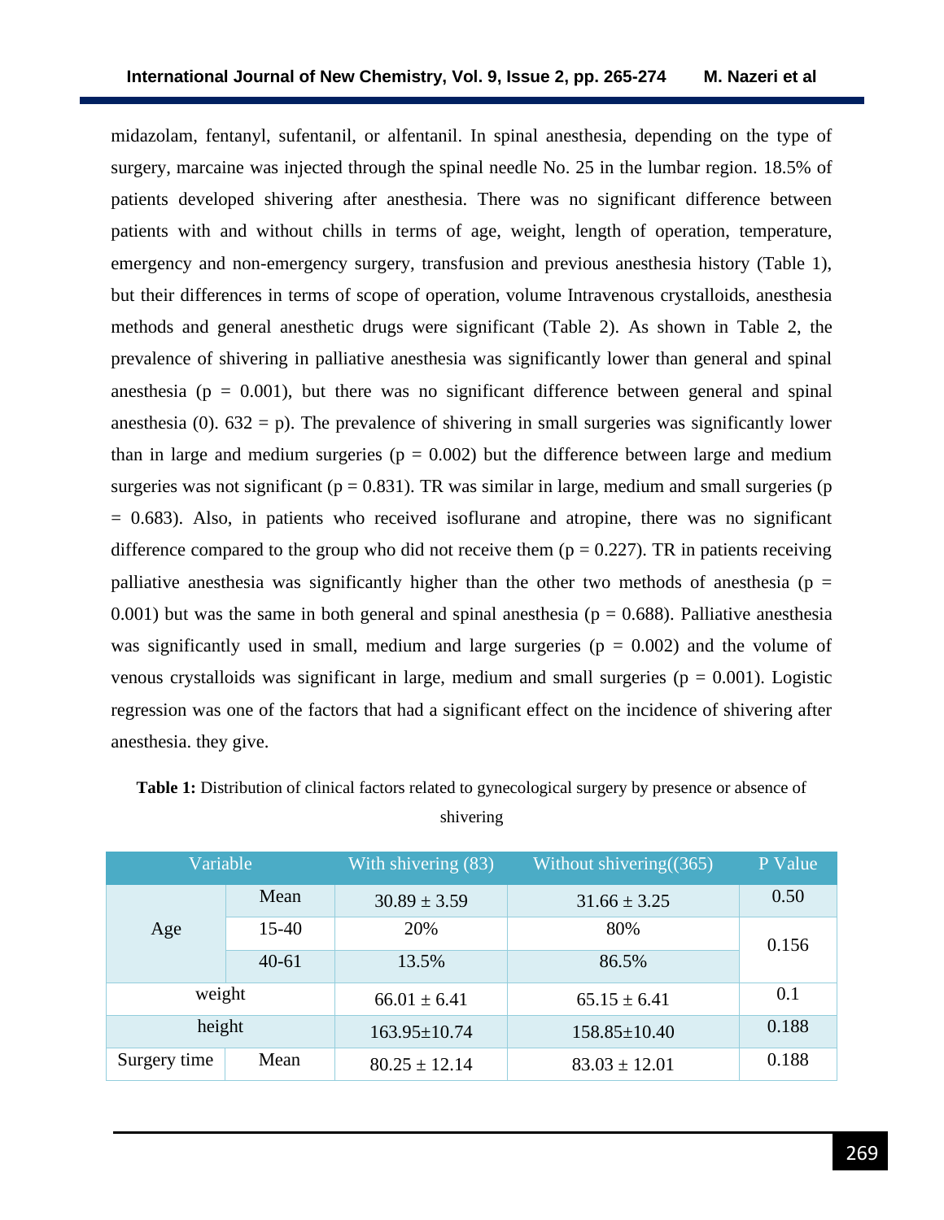midazolam, fentanyl, sufentanil, or alfentanil. In spinal anesthesia, depending on the type of surgery, marcaine was injected through the spinal needle No. 25 in the lumbar region. 18.5% of patients developed shivering after anesthesia. There was no significant difference between patients with and without chills in terms of age, weight, length of operation, temperature, emergency and non-emergency surgery, transfusion and previous anesthesia history (Table 1), but their differences in terms of scope of operation, volume Intravenous crystalloids, anesthesia methods and general anesthetic drugs were significant (Table 2). As shown in Table 2, the prevalence of shivering in palliative anesthesia was significantly lower than general and spinal anesthesia (p = 0.001), but there was no significant difference between general and spinal anesthesia (0). 632 = p). The prevalence of shivering in small surgeries was significantly lower than in large and medium surgeries (p = 0.002) but the difference between large and medium surgeries was not significant (p = 0.831). TR was similar in large, medium and small surgeries (p = 0.683). Also, in patients who received isoflurane and atropine, there was no significant difference compared to the group who did not receive them (p = 0.227). TR in patients receiving palliative anesthesia was significantly higher than the other two methods of anesthesia (p = 0.001) but was the same in both general and spinal anesthesia (p = 0.688). Palliative anesthesia was significantly used in small, medium and large surgeries (p = 0.002) and the volume of venous crystalloids was significant in large, medium and small surgeries (p = 0.001). Logistic regression was one of the factors that had a significant effect on the incidence of shivering after anesthesia. they give.

**Table 1:** Distribution of clinical factors related to gynecological surgery by presence or absence of shivering

| Variable | | With shivering (83) | Without shivering((365) | P Value |
|---|---|---|---|---|
| Age | Mean | 30.89 ± 3.59 | 31.66 ± 3.25 | 0.50 |
| | 15-40 | 20% | 80% | 0.156 |
| | 40-61 | 13.5% | 86.5% | |
| weight | | 66.01 ± 6.41 | 65.15 ± 6.41 | 0.1 |
| height | | 163.95±10.74 | 158.85±10.40 | 0.188 |
| Surgery time | Mean | 80.25 ± 12.14 | 83.03 ± 12.01 | 0.188 |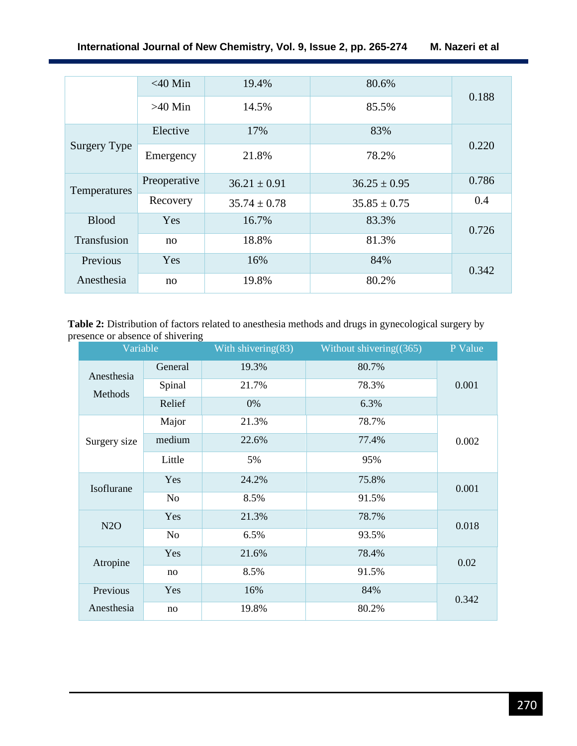| | | | | |
|---|---|---|---|---|
| | <40 Min | 19.4% | 80.6% | 0.188 |
| | >40 Min | 14.5% | 85.5% | |
| Surgery Type | Elective | 17% | 83% | 0.220 |
| | Emergency | 21.8% | 78.2% | |
| Temperatures | Preoperative | 36.21 ± 0.91 | 36.25 ± 0.95 | 0.786 |
| | Recovery | 35.74 ± 0.78 | 35.85 ± 0.75 | 0.4 |
| Blood Transfusion | Yes | 16.7% | 83.3% | 0.726 |
| | no | 18.8% | 81.3% | |
| Previous Anesthesia | Yes | 16% | 84% | 0.342 |
| | no | 19.8% | 80.2% | |

**Table 2:** Distribution of factors related to anesthesia methods and drugs in gynecological surgery by presence or absence of shivering

| Variable | | With shivering(83) | Without shivering((365) | P Value |
|---|---|---|---|---|
| Anesthesia Methods | General | 19.3% | 80.7% | 0.001 |
| | Spinal | 21.7% | 78.3% | |
| | Relief | 0% | 6.3% | |
| Surgery size | Major | 21.3% | 78.7% | 0.002 |
| | medium | 22.6% | 77.4% | |
| | Little | 5% | 95% | |
| Isoflurane | Yes | 24.2% | 75.8% | 0.001 |
| | No | 8.5% | 91.5% | |
| N2O | Yes | 21.3% | 78.7% | 0.018 |
| | No | 6.5% | 93.5% | |
| Atropine | Yes | 21.6% | 78.4% | 0.02 |
| | no | 8.5% | 91.5% | |
| Previous Anesthesia | Yes | 16% | 84% | 0.342 |
| | no | 19.8% | 80.2% | |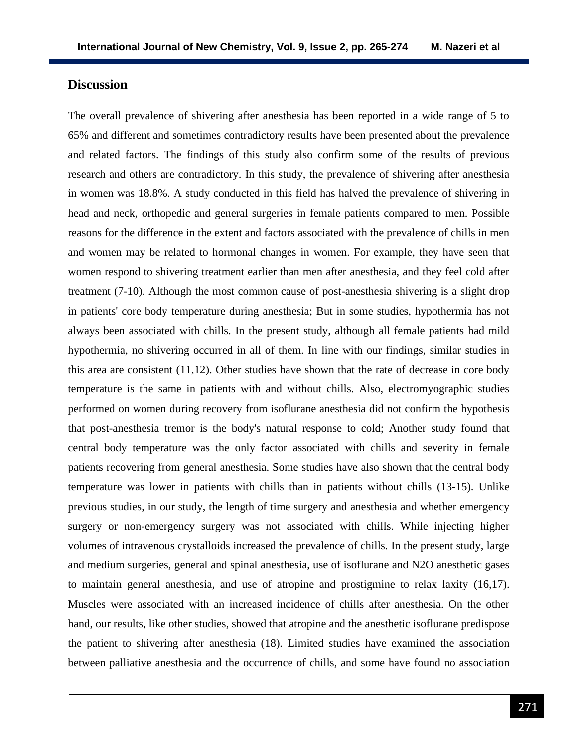## Discussion

The overall prevalence of shivering after anesthesia has been reported in a wide range of 5 to 65% and different and sometimes contradictory results have been presented about the prevalence and related factors. The findings of this study also confirm some of the results of previous research and others are contradictory. In this study, the prevalence of shivering after anesthesia in women was 18.8%. A study conducted in this field has halved the prevalence of shivering in head and neck, orthopedic and general surgeries in female patients compared to men. Possible reasons for the difference in the extent and factors associated with the prevalence of chills in men and women may be related to hormonal changes in women. For example, they have seen that women respond to shivering treatment earlier than men after anesthesia, and they feel cold after treatment (7-10). Although the most common cause of post-anesthesia shivering is a slight drop in patients' core body temperature during anesthesia; But in some studies, hypothermia has not always been associated with chills. In the present study, although all female patients had mild hypothermia, no shivering occurred in all of them. In line with our findings, similar studies in this area are consistent (11,12). Other studies have shown that the rate of decrease in core body temperature is the same in patients with and without chills. Also, electromyographic studies performed on women during recovery from isoflurane anesthesia did not confirm the hypothesis that post-anesthesia tremor is the body's natural response to cold; Another study found that central body temperature was the only factor associated with chills and severity in female patients recovering from general anesthesia. Some studies have also shown that the central body temperature was lower in patients with chills than in patients without chills (13-15). Unlike previous studies, in our study, the length of time surgery and anesthesia and whether emergency surgery or non-emergency surgery was not associated with chills. While injecting higher volumes of intravenous crystalloids increased the prevalence of chills. In the present study, large and medium surgeries, general and spinal anesthesia, use of isoflurane and $N_2O$ anesthetic gases to maintain general anesthesia, and use of atropine and prostigmine to relax laxity (16,17). Muscles were associated with an increased incidence of chills after anesthesia. On the other hand, our results, like other studies, showed that atropine and the anesthetic isoflurane predispose the patient to shivering after anesthesia (18). Limited studies have examined the association between palliative anesthesia and the occurrence of chills, and some have found no association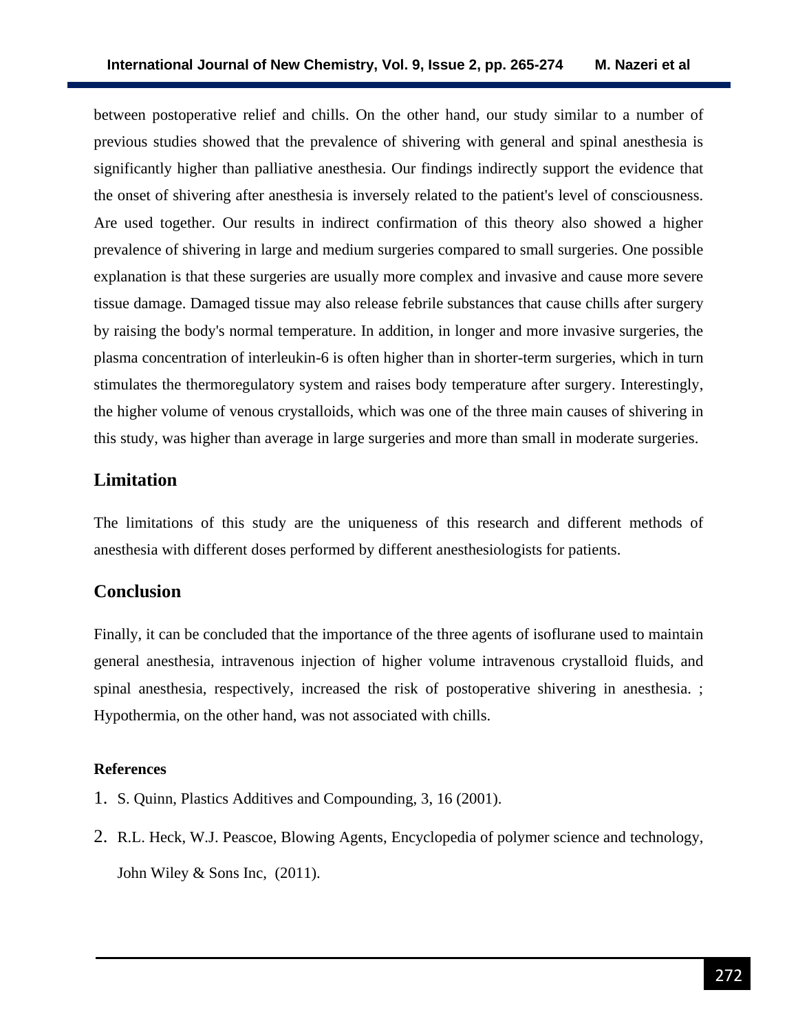between postoperative relief and chills. On the other hand, our study similar to a number of previous studies showed that the prevalence of shivering with general and spinal anesthesia is significantly higher than palliative anesthesia. Our findings indirectly support the evidence that the onset of shivering after anesthesia is inversely related to the patient's level of consciousness. Are used together. Our results in indirect confirmation of this theory also showed a higher prevalence of shivering in large and medium surgeries compared to small surgeries. One possible explanation is that these surgeries are usually more complex and invasive and cause more severe tissue damage. Damaged tissue may also release febrile substances that cause chills after surgery by raising the body's normal temperature. In addition, in longer and more invasive surgeries, the plasma concentration of interleukin-6 is often higher than in shorter-term surgeries, which in turn stimulates the thermoregulatory system and raises body temperature after surgery. Interestingly, the higher volume of venous crystalloids, which was one of the three main causes of shivering in this study, was higher than average in large surgeries and more than small in moderate surgeries.

## Limitation

The limitations of this study are the uniqueness of this research and different methods of anesthesia with different doses performed by different anesthesiologists for patients.

## Conclusion

Finally, it can be concluded that the importance of the three agents of isoflurane used to maintain general anesthesia, intravenous injection of higher volume intravenous crystalloid fluids, and spinal anesthesia, respectively, increased the risk of postoperative shivering in anesthesia. ; Hypothermia, on the other hand, was not associated with chills.

### References

1. S. Quinn, Plastics Additives and Compounding, 3, 16 (2001).
2. R.L. Heck, W.J. Peascoe, Blowing Agents, Encyclopedia of polymer science and technology, John Wiley & Sons Inc, (2011).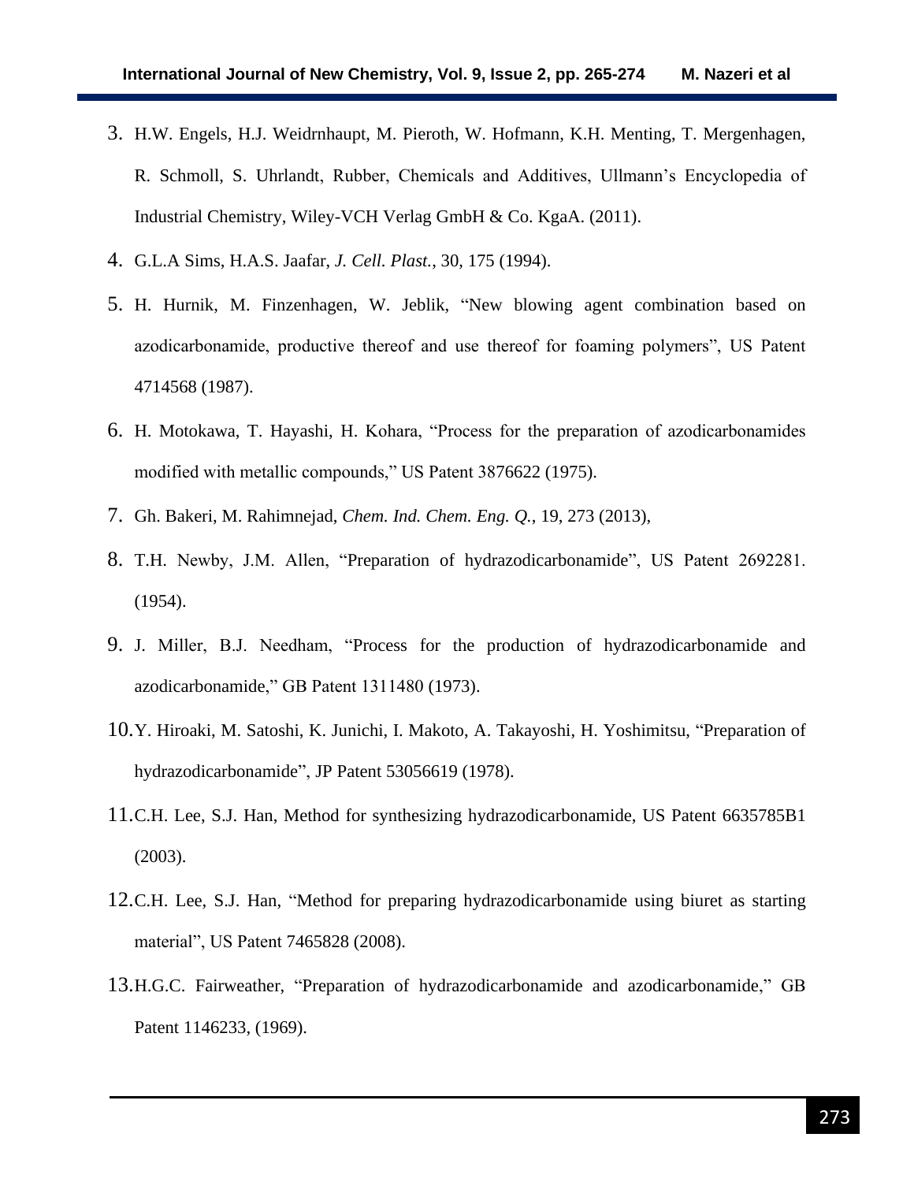3. H.W. Engels, H.J. Weidrnhaupt, M. Pieroth, W. Hofmann, K.H. Menting, T. Mergenhagen, R. Schmoll, S. Uhrlandt, Rubber, Chemicals and Additives, Ullmann's Encyclopedia of Industrial Chemistry, Wiley-VCH Verlag GmbH & Co. KgaA. (2011).
4. G.L.A Sims, H.A.S. Jaafar, *J. Cell. Plast.*, 30, 175 (1994).
5. H. Hurnik, M. Finzenhagen, W. Jeblik, "New blowing agent combination based on azodicarbonamide, productive thereof and use thereof for foaming polymers", US Patent 4714568 (1987).
6. H. Motokawa, T. Hayashi, H. Kohara, "Process for the preparation of azodicarbonamides modified with metallic compounds," US Patent 3876622 (1975).
7. Gh. Bakeri, M. Rahimnejad, *Chem. Ind. Chem. Eng. Q.*, 19, 273 (2013),
8. T.H. Newby, J.M. Allen, "Preparation of hydrazodicarbonamide", US Patent 2692281. (1954).
9. J. Miller, B.J. Needham, "Process for the production of hydrazodicarbonamide and azodicarbonamide," GB Patent 1311480 (1973).
10. Y. Hiroaki, M. Satoshi, K. Junichi, I. Makoto, A. Takayoshi, H. Yoshimitsu, "Preparation of hydrazodicarbonamide", JP Patent 53056619 (1978).
11. C.H. Lee, S.J. Han, Method for synthesizing hydrazodicarbonamide, US Patent 6635785B1 (2003).
12. C.H. Lee, S.J. Han, "Method for preparing hydrazodicarbonamide using biuret as starting material", US Patent 7465828 (2008).
13. H.G.C. Fairweather, "Preparation of hydrazodicarbonamide and azodicarbonamide," GB Patent 1146233, (1969).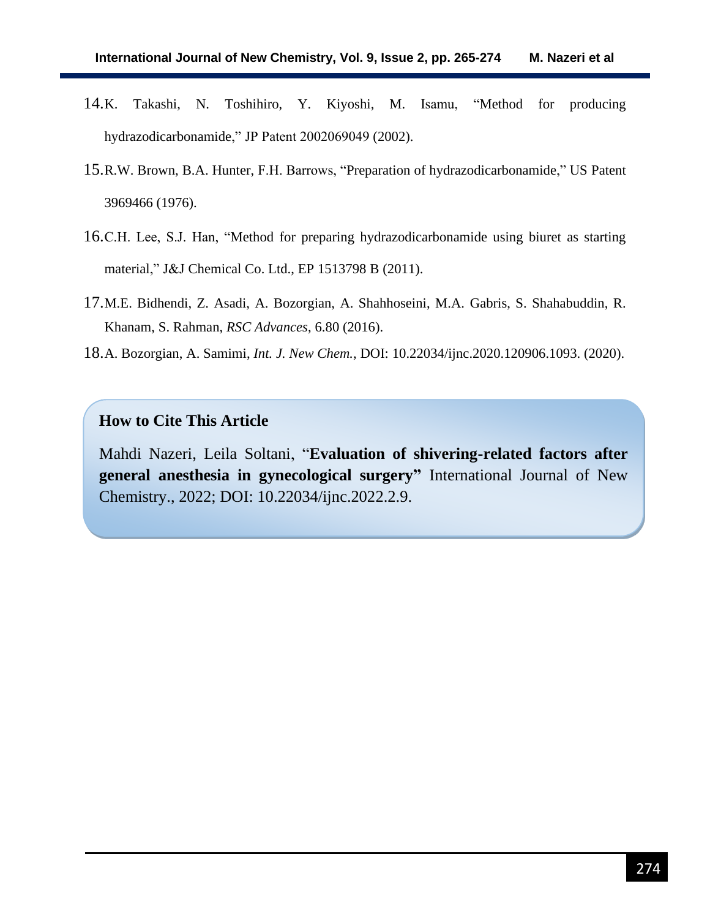14. K. Takashi, N. Toshihiro, Y. Kiyoshi, M. Isamu, "Method for producing hydrazodicarbonamide," JP Patent 2002069049 (2002).
15. R.W. Brown, B.A. Hunter, F.H. Barrows, "Preparation of hydrazodicarbonamide," US Patent 3969466 (1976).
16. C.H. Lee, S.J. Han, "Method for preparing hydrazodicarbonamide using biuret as starting material," J&J Chemical Co. Ltd., EP 1513798 B (2011).
17. M.E. Bidhendi, Z. Asadi, A. Bozorgian, A. Shahhoseini, M.A. Gabris, S. Shahabuddin, R. Khanam, S. Rahman, *RSC Advances*, 6.80 (2016).
18. A. Bozorgian, A. Samimi, *Int. J. New Chem.*, DOI: 10.22034/ijnc.2020.120906.1093. (2020).

**How to Cite This Article**

Mahdi Nazeri, Leila Soltani, "**Evaluation of shivering-related factors after general anesthesia in gynecological surgery"** International Journal of New Chemistry., 2022; DOI: 10.22034/ijnc.2022.2.9.